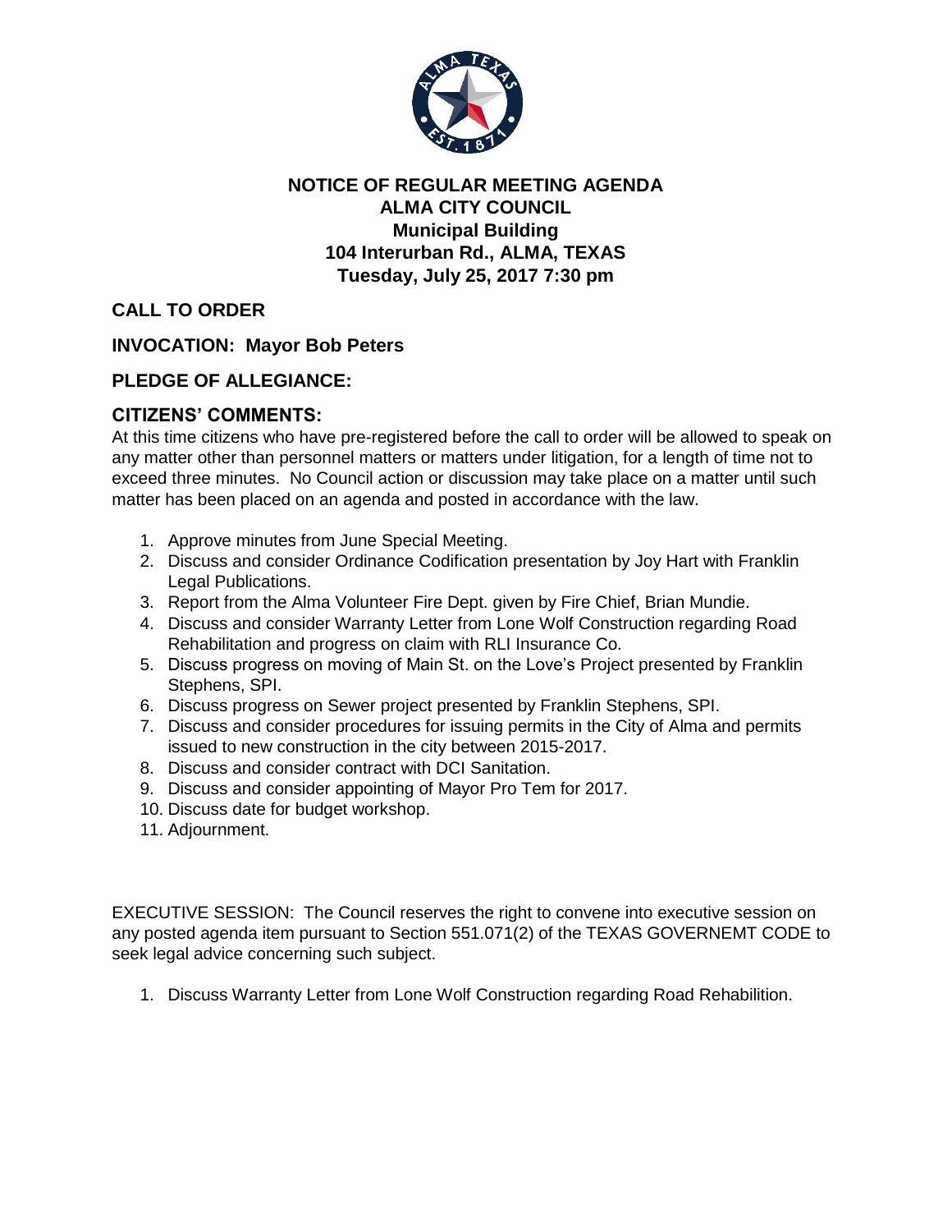# NOTICE OF REGULAR MEETING AGENDA
# ALMA CITY COUNCIL
## Municipal Building
## 104 Interurban Rd., ALMA, TEXAS
## Tuesday, July 25, 2017 7:30 pm

**CALL TO ORDER**

**INVOCATION: Mayor Bob Peters**

**PLEDGE OF ALLEGIANCE:**

**CITIZENS' COMMENTS:**

At this time citizens who have pre-registered before the call to order will be allowed to speak on any matter other than personnel matters or matters under litigation, for a length of time not to exceed three minutes. No Council action or discussion may take place on a matter until such matter has been placed on an agenda and posted in accordance with the law.

1. Approve minutes from June Special Meeting.
2. Discuss and consider Ordinance Codification presentation by Joy Hart with Franklin Legal Publications.
3. Report from the Alma Volunteer Fire Dept. given by Fire Chief, Brian Mundie.
4. Discuss and consider Warranty Letter from Lone Wolf Construction regarding Road Rehabilitation and progress on claim with RLI Insurance Co.
5. Discuss progress on moving of Main St. on the Love's Project presented by Franklin Stephens, SPI.
6. Discuss progress on Sewer project presented by Franklin Stephens, SPI.
7. Discuss and consider procedures for issuing permits in the City of Alma and permits issued to new construction in the city between 2015-2017.
8. Discuss and consider contract with DCI Sanitation.
9. Discuss and consider appointing of Mayor Pro Tem for 2017.
10. Discuss date for budget workshop.
11. Adjournment.

EXECUTIVE SESSION: The Council reserves the right to convene into executive session on any posted agenda item pursuant to Section 551.071(2) of the TEXAS GOVERNEMT CODE to seek legal advice concerning such subject.

1. Discuss Warranty Letter from Lone Wolf Construction regarding Road Rehabilition.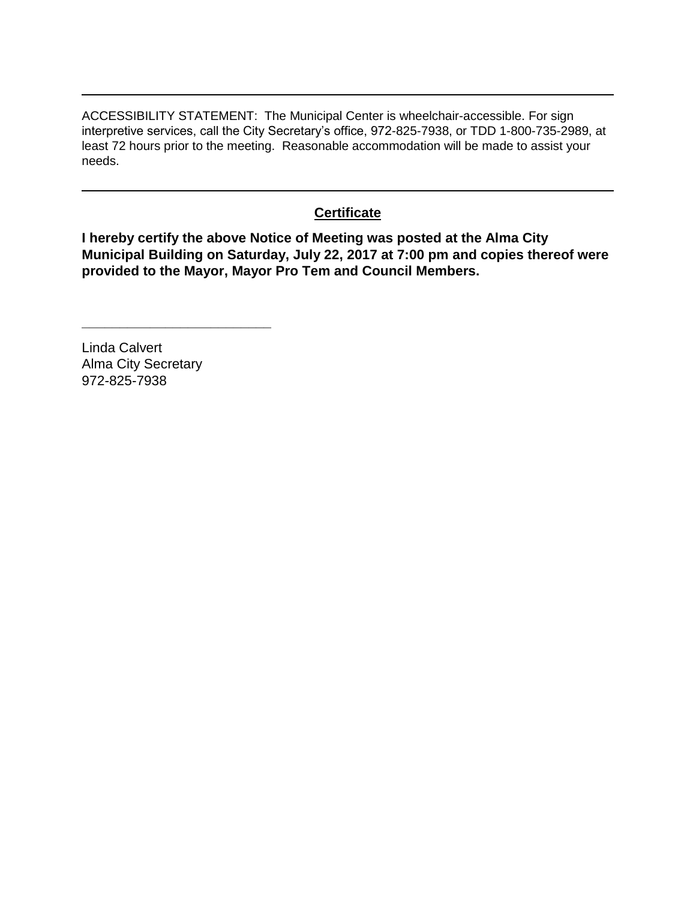---

ACCESSIBILITY STATEMENT: The Municipal Center is wheelchair-accessible. For sign interpretive services, call the City Secretary's office, 972-825-7938, or TDD 1-800-735-2989, at least 72 hours prior to the meeting. Reasonable accommodation will be made to assist your needs.

---

## Certificate

**I hereby certify the above Notice of Meeting was posted at the Alma City Municipal Building on Saturday, July 22, 2017 at 7:00 pm and copies thereof were provided to the Mayor, Mayor Pro Tem and Council Members.**

\_\_\_\_\_\_\_\_\_\_\_\_\_\_\_\_\_\_\_\_\_\_\_\_\_\_

Linda Calvert
Alma City Secretary
972-825-7938